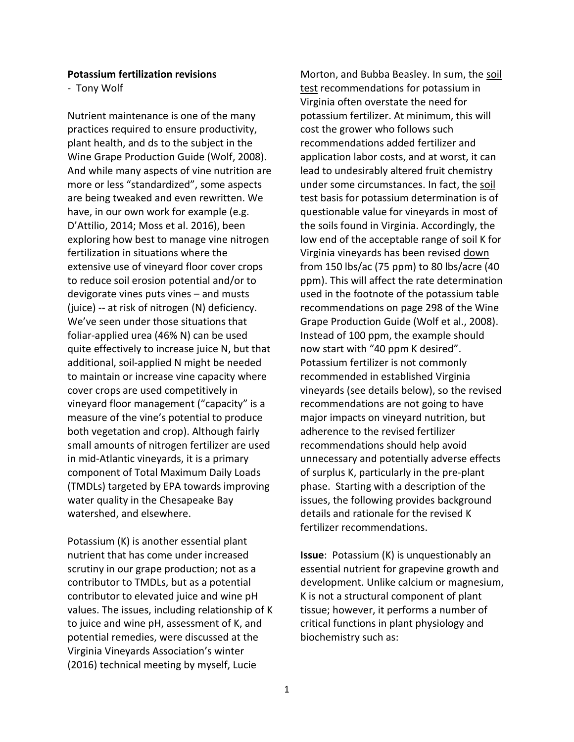**Potassium fertilization revisions**

- Tony Wolf

Nutrient maintenance is one of the many practices required to ensure productivity, plant health, and ds to the subject in the Wine Grape Production Guide (Wolf, 2008). And while many aspects of vine nutrition are more or less "standardized", some aspects are being tweaked and even rewritten. We have, in our own work for example (e.g. D'Attilio, 2014; Moss et al. 2016), been exploring how best to manage vine nitrogen fertilization in situations where the extensive use of vineyard floor cover crops to reduce soil erosion potential and/or to devigorate vines puts vines – and musts (juice) -- at risk of nitrogen (N) deficiency. We've seen under those situations that foliar-applied urea (46% N) can be used quite effectively to increase juice N, but that additional, soil-applied N might be needed to maintain or increase vine capacity where cover crops are used competitively in vineyard floor management ("capacity" is a measure of the vine's potential to produce both vegetation and crop). Although fairly small amounts of nitrogen fertilizer are used in mid-Atlantic vineyards, it is a primary component of Total Maximum Daily Loads (TMDLs) targeted by EPA towards improving water quality in the Chesapeake Bay watershed, and elsewhere.

Potassium (K) is another essential plant nutrient that has come under increased scrutiny in our grape production; not as a contributor to TMDLs, but as a potential contributor to elevated juice and wine pH values. The issues, including relationship of K to juice and wine pH, assessment of K, and potential remedies, were discussed at the Virginia Vineyards Association's winter (2016) technical meeting by myself, Lucie Morton, and Bubba Beasley. In sum, the <u>soil test</u> recommendations for potassium in Virginia often overstate the need for potassium fertilizer. At minimum, this will cost the grower who follows such recommendations added fertilizer and application labor costs, and at worst, it can lead to undesirably altered fruit chemistry under some circumstances. In fact, the <u>soil</u> test basis for potassium determination is of questionable value for vineyards in most of the soils found in Virginia. Accordingly, the low end of the acceptable range of soil K for Virginia vineyards has been revised <u>down</u> from 150 lbs/ac (75 ppm) to 80 lbs/acre (40 ppm). This will affect the rate determination used in the footnote of the potassium table recommendations on page 298 of the Wine Grape Production Guide (Wolf et al., 2008). Instead of 100 ppm, the example should now start with "40 ppm K desired". Potassium fertilizer is not commonly recommended in established Virginia vineyards (see details below), so the revised recommendations are not going to have major impacts on vineyard nutrition, but adherence to the revised fertilizer recommendations should help avoid unnecessary and potentially adverse effects of surplus K, particularly in the pre-plant phase. Starting with a description of the issues, the following provides background details and rationale for the revised K fertilizer recommendations.

**Issue**: Potassium (K) is unquestionably an essential nutrient for grapevine growth and development. Unlike calcium or magnesium, K is not a structural component of plant tissue; however, it performs a number of critical functions in plant physiology and biochemistry such as: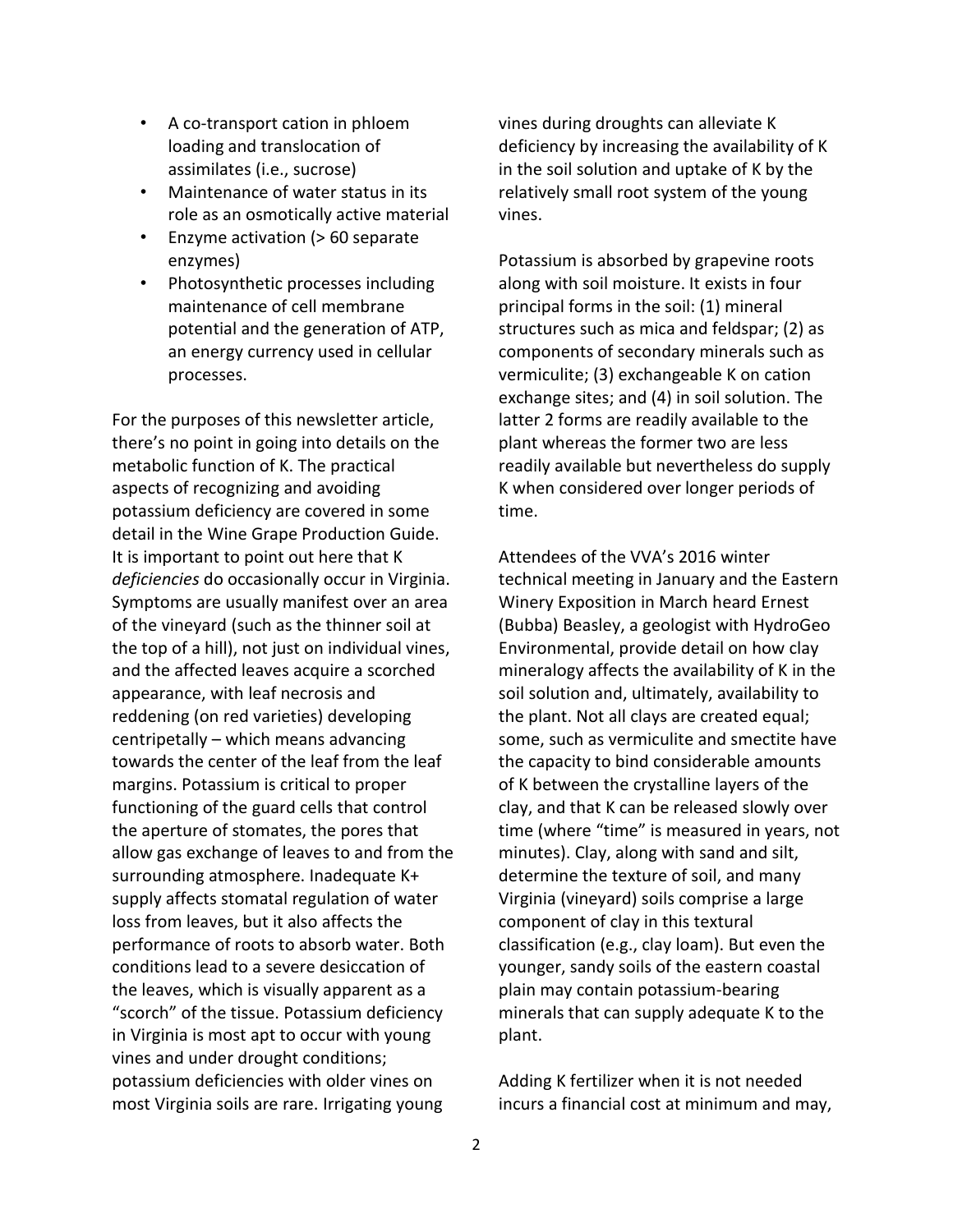- A co-transport cation in phloem loading and translocation of assimilates (i.e., sucrose)
- Maintenance of water status in its role as an osmotically active material
- Enzyme activation (> 60 separate enzymes)
- Photosynthetic processes including maintenance of cell membrane potential and the generation of ATP, an energy currency used in cellular processes.

For the purposes of this newsletter article, there's no point in going into details on the metabolic function of K. The practical aspects of recognizing and avoiding potassium deficiency are covered in some detail in the Wine Grape Production Guide. It is important to point out here that K *deficiencies* do occasionally occur in Virginia. Symptoms are usually manifest over an area of the vineyard (such as the thinner soil at the top of a hill), not just on individual vines, and the affected leaves acquire a scorched appearance, with leaf necrosis and reddening (on red varieties) developing centripetally – which means advancing towards the center of the leaf from the leaf margins. Potassium is critical to proper functioning of the guard cells that control the aperture of stomates, the pores that allow gas exchange of leaves to and from the surrounding atmosphere. Inadequate $K^+$ supply affects stomatal regulation of water loss from leaves, but it also affects the performance of roots to absorb water. Both conditions lead to a severe desiccation of the leaves, which is visually apparent as a "scorch" of the tissue. Potassium deficiency in Virginia is most apt to occur with young vines and under drought conditions; potassium deficiencies with older vines on most Virginia soils are rare. Irrigating young vines during droughts can alleviate K deficiency by increasing the availability of K in the soil solution and uptake of K by the relatively small root system of the young vines.

Potassium is absorbed by grapevine roots along with soil moisture. It exists in four principal forms in the soil: (1) mineral structures such as mica and feldspar; (2) as components of secondary minerals such as vermiculite; (3) exchangeable K on cation exchange sites; and (4) in soil solution. The latter 2 forms are readily available to the plant whereas the former two are less readily available but nevertheless do supply K when considered over longer periods of time.

Attendees of the VVA's 2016 winter technical meeting in January and the Eastern Winery Exposition in March heard Ernest (Bubba) Beasley, a geologist with HydroGeo Environmental, provide detail on how clay mineralogy affects the availability of K in the soil solution and, ultimately, availability to the plant. Not all clays are created equal; some, such as vermiculite and smectite have the capacity to bind considerable amounts of K between the crystalline layers of the clay, and that K can be released slowly over time (where "time" is measured in years, not minutes). Clay, along with sand and silt, determine the texture of soil, and many Virginia (vineyard) soils comprise a large component of clay in this textural classification (e.g., clay loam). But even the younger, sandy soils of the eastern coastal plain may contain potassium-bearing minerals that can supply adequate K to the plant.

Adding K fertilizer when it is not needed incurs a financial cost at minimum and may,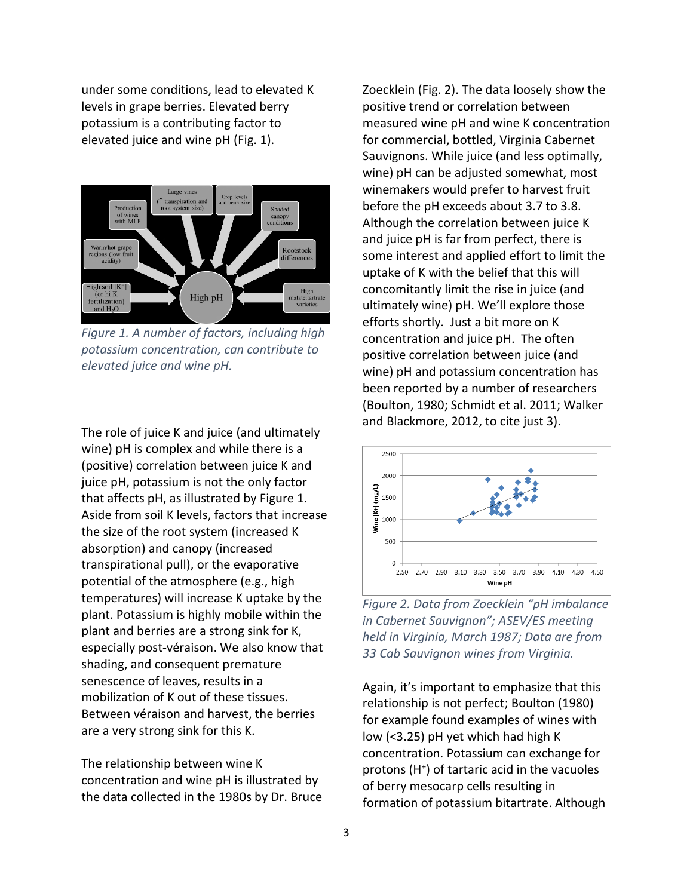under some conditions, lead to elevated K levels in grape berries. Elevated berry potassium is a contributing factor to elevated juice and wine pH (Fig. 1).

*Figure 1. A number of factors, including high potassium concentration, can contribute to elevated juice and wine pH.*

The role of juice K and juice (and ultimately wine) pH is complex and while there is a (positive) correlation between juice K and juice pH, potassium is not the only factor that affects pH, as illustrated by Figure 1. Aside from soil K levels, factors that increase the size of the root system (increased K absorption) and canopy (increased transpirational pull), or the evaporative potential of the atmosphere (e.g., high temperatures) will increase K uptake by the plant. Potassium is highly mobile within the plant and berries are a strong sink for K, especially post-véraison. We also know that shading, and consequent premature senescence of leaves, results in a mobilization of K out of these tissues. Between véraison and harvest, the berries are a very strong sink for this K.

The relationship between wine K concentration and wine pH is illustrated by the data collected in the 1980s by Dr. Bruce Zoecklein (Fig. 2). The data loosely show the positive trend or correlation between measured wine pH and wine K concentration for commercial, bottled, Virginia Cabernet Sauvignons. While juice (and less optimally, wine) pH can be adjusted somewhat, most winemakers would prefer to harvest fruit before the pH exceeds about 3.7 to 3.8. Although the correlation between juice K and juice pH is far from perfect, there is some interest and applied effort to limit the uptake of K with the belief that this will concomitantly limit the rise in juice (and ultimately wine) pH. We'll explore those efforts shortly. Just a bit more on K concentration and juice pH. The often positive correlation between juice (and wine) pH and potassium concentration has been reported by a number of researchers (Boulton, 1980; Schmidt et al. 2011; Walker and Blackmore, 2012, to cite just 3).

*Figure 2. Data from Zoecklein "pH imbalance in Cabernet Sauvignon"; ASEV/ES meeting held in Virginia, March 1987; Data are from 33 Cab Sauvignon wines from Virginia.*

Again, it's important to emphasize that this relationship is not perfect; Boulton (1980) for example found examples of wines with low (<3.25) pH yet which had high K concentration. Potassium can exchange for protons ($H^+$) of tartaric acid in the vacuoles of berry mesocarp cells resulting in formation of potassium bitartrate. Although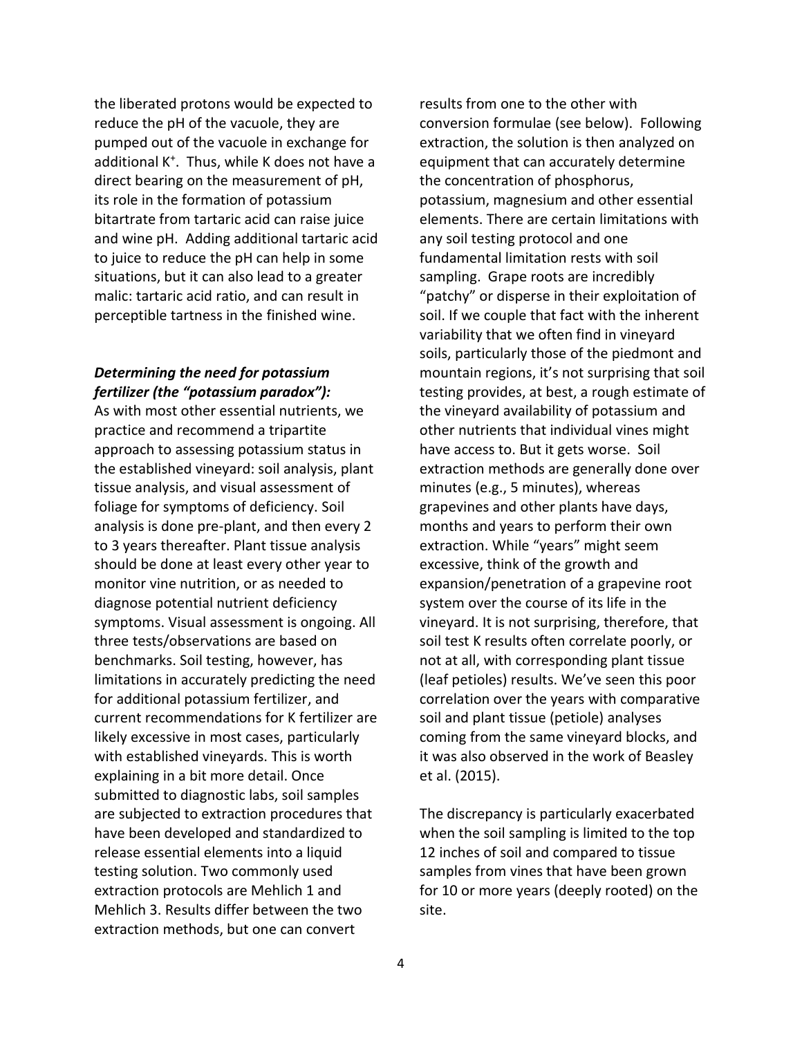the liberated protons would be expected to reduce the pH of the vacuole, they are pumped out of the vacuole in exchange for additional $K^+$. Thus, while K does not have a direct bearing on the measurement of pH, its role in the formation of potassium bitartrate from tartaric acid can raise juice and wine pH. Adding additional tartaric acid to juice to reduce the pH can help in some situations, but it can also lead to a greater malic: tartaric acid ratio, and can result in perceptible tartness in the finished wine.

### *Determining the need for potassium fertilizer (the "potassium paradox"):*

As with most other essential nutrients, we practice and recommend a tripartite approach to assessing potassium status in the established vineyard: soil analysis, plant tissue analysis, and visual assessment of foliage for symptoms of deficiency. Soil analysis is done pre-plant, and then every 2 to 3 years thereafter. Plant tissue analysis should be done at least every other year to monitor vine nutrition, or as needed to diagnose potential nutrient deficiency symptoms. Visual assessment is ongoing. All three tests/observations are based on benchmarks. Soil testing, however, has limitations in accurately predicting the need for additional potassium fertilizer, and current recommendations for K fertilizer are likely excessive in most cases, particularly with established vineyards. This is worth explaining in a bit more detail. Once submitted to diagnostic labs, soil samples are subjected to extraction procedures that have been developed and standardized to release essential elements into a liquid testing solution. Two commonly used extraction protocols are Mehlich 1 and Mehlich 3. Results differ between the two extraction methods, but one can convert results from one to the other with conversion formulae (see below). Following extraction, the solution is then analyzed on equipment that can accurately determine the concentration of phosphorus, potassium, magnesium and other essential elements. There are certain limitations with any soil testing protocol and one fundamental limitation rests with soil sampling. Grape roots are incredibly "patchy" or disperse in their exploitation of soil. If we couple that fact with the inherent variability that we often find in vineyard soils, particularly those of the piedmont and mountain regions, it's not surprising that soil testing provides, at best, a rough estimate of the vineyard availability of potassium and other nutrients that individual vines might have access to. But it gets worse. Soil extraction methods are generally done over minutes (e.g., 5 minutes), whereas grapevines and other plants have days, months and years to perform their own extraction. While "years" might seem excessive, think of the growth and expansion/penetration of a grapevine root system over the course of its life in the vineyard. It is not surprising, therefore, that soil test K results often correlate poorly, or not at all, with corresponding plant tissue (leaf petioles) results. We've seen this poor correlation over the years with comparative soil and plant tissue (petiole) analyses coming from the same vineyard blocks, and it was also observed in the work of Beasley et al. (2015).

The discrepancy is particularly exacerbated when the soil sampling is limited to the top 12 inches of soil and compared to tissue samples from vines that have been grown for 10 or more years (deeply rooted) on the site.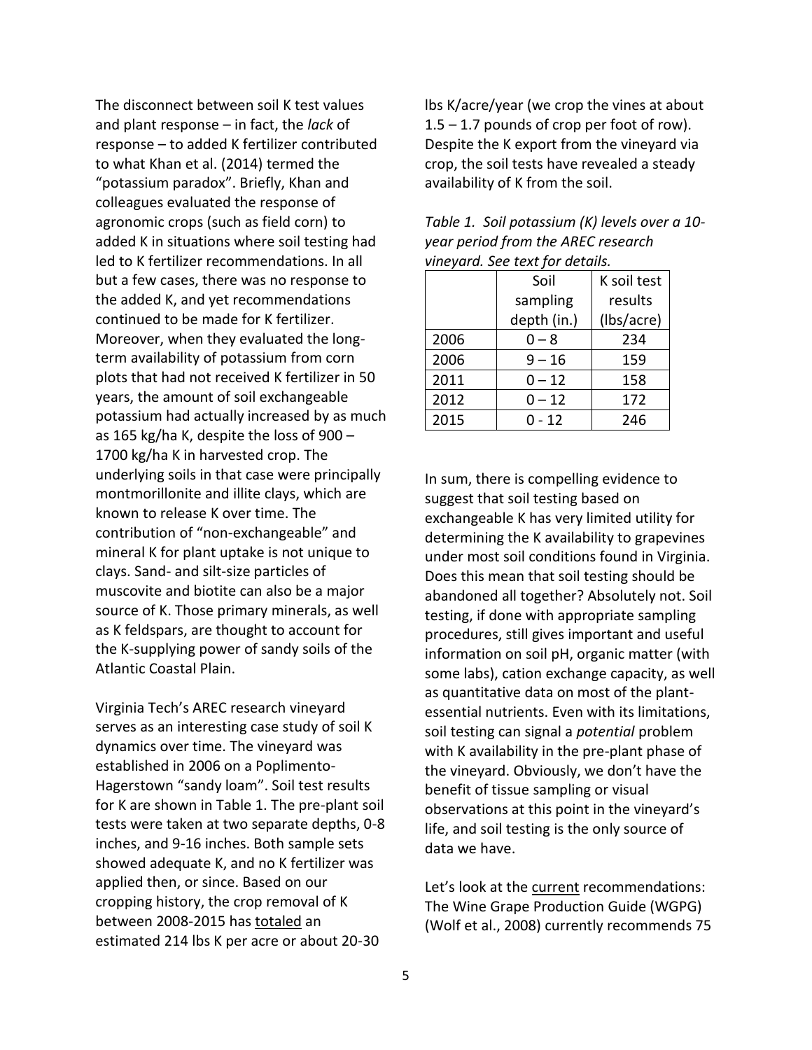The disconnect between soil K test values and plant response – in fact, the *lack* of response – to added K fertilizer contributed to what Khan et al. (2014) termed the "potassium paradox". Briefly, Khan and colleagues evaluated the response of agronomic crops (such as field corn) to added K in situations where soil testing had led to K fertilizer recommendations. In all but a few cases, there was no response to the added K, and yet recommendations continued to be made for K fertilizer. Moreover, when they evaluated the long-term availability of potassium from corn plots that had not received K fertilizer in 50 years, the amount of soil exchangeable potassium had actually increased by as much as 165 kg/ha K, despite the loss of 900 – 1700 kg/ha K in harvested crop. The underlying soils in that case were principally montmorillonite and illite clays, which are known to release K over time. The contribution of "non-exchangeable" and mineral K for plant uptake is not unique to clays. Sand- and silt-size particles of muscovite and biotite can also be a major source of K. Those primary minerals, as well as K feldspars, are thought to account for the K-supplying power of sandy soils of the Atlantic Coastal Plain.

Virginia Tech's AREC research vineyard serves as an interesting case study of soil K dynamics over time. The vineyard was established in 2006 on a Poplimento-Hagerstown "sandy loam". Soil test results for K are shown in Table 1. The pre-plant soil tests were taken at two separate depths, 0-8 inches, and 9-16 inches. Both sample sets showed adequate K, and no K fertilizer was applied then, or since. Based on our cropping history, the crop removal of K between 2008-2015 has totaled an estimated 214 lbs K per acre or about 20-30 lbs K/acre/year (we crop the vines at about 1.5 – 1.7 pounds of crop per foot of row). Despite the K export from the vineyard via crop, the soil tests have revealed a steady availability of K from the soil.

*Table 1. Soil potassium (K) levels over a 10-year period from the AREC research vineyard. See text for details.*

| | Soil sampling depth (in.) | K soil test results (lbs/acre) |
|---|---|---|
| 2006 | 0 – 8 | 234 |
| 2006 | 9 – 16 | 159 |
| 2011 | 0 – 12 | 158 |
| 2012 | 0 – 12 | 172 |
| 2015 | 0 - 12 | 246 |

In sum, there is compelling evidence to suggest that soil testing based on exchangeable K has very limited utility for determining the K availability to grapevines under most soil conditions found in Virginia. Does this mean that soil testing should be abandoned all together? Absolutely not. Soil testing, if done with appropriate sampling procedures, still gives important and useful information on soil pH, organic matter (with some labs), cation exchange capacity, as well as quantitative data on most of the plant-essential nutrients. Even with its limitations, soil testing can signal a *potential* problem with K availability in the pre-plant phase of the vineyard. Obviously, we don't have the benefit of tissue sampling or visual observations at this point in the vineyard's life, and soil testing is the only source of data we have.

Let's look at the current recommendations: The Wine Grape Production Guide (WGPG) (Wolf et al., 2008) currently recommends 75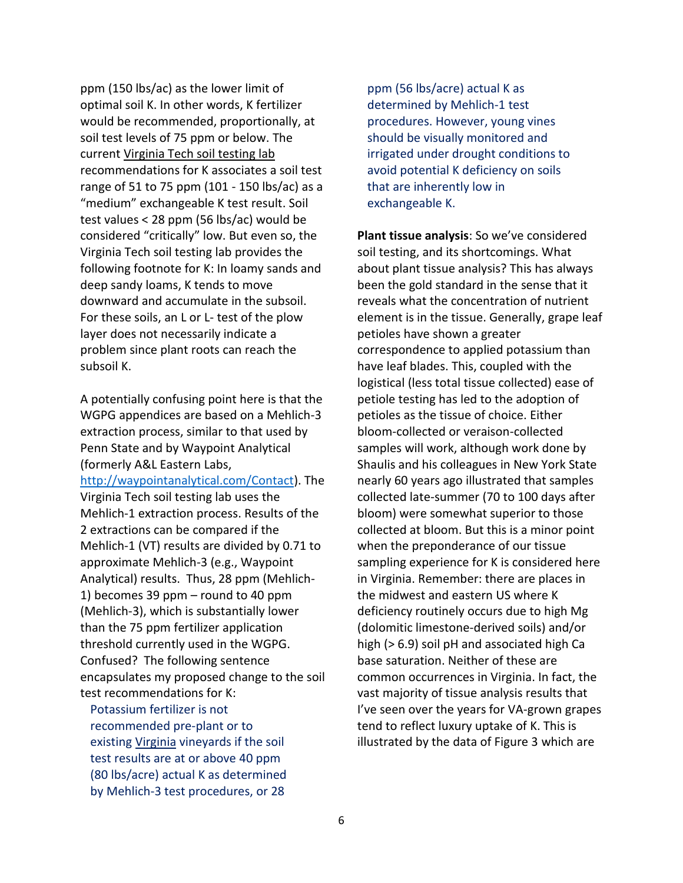ppm (150 lbs/ac) as the lower limit of optimal soil K. In other words, K fertilizer would be recommended, proportionally, at soil test levels of 75 ppm or below. The current Virginia Tech soil testing lab recommendations for K associates a soil test range of 51 to 75 ppm (101 - 150 lbs/ac) as a "medium" exchangeable K test result. Soil test values < 28 ppm (56 lbs/ac) would be considered "critically" low. But even so, the Virginia Tech soil testing lab provides the following footnote for K: In loamy sands and deep sandy loams, K tends to move downward and accumulate in the subsoil. For these soils, an L or L- test of the plow layer does not necessarily indicate a problem since plant roots can reach the subsoil K.

A potentially confusing point here is that the WGPG appendices are based on a Mehlich-3 extraction process, similar to that used by Penn State and by Waypoint Analytical (formerly A&L Eastern Labs, http://waypointanalytical.com/Contact). The Virginia Tech soil testing lab uses the Mehlich-1 extraction process. Results of the 2 extractions can be compared if the Mehlich-1 (VT) results are divided by 0.71 to approximate Mehlich-3 (e.g., Waypoint Analytical) results. Thus, 28 ppm (Mehlich-1) becomes 39 ppm – round to 40 ppm (Mehlich-3), which is substantially lower than the 75 ppm fertilizer application threshold currently used in the WGPG. Confused? The following sentence encapsulates my proposed change to the soil test recommendations for K:

> Potassium fertilizer is not recommended pre-plant or to existing Virginia vineyards if the soil test results are at or above 40 ppm (80 lbs/acre) actual K as determined by Mehlich-3 test procedures, or 28 ppm (56 lbs/acre) actual K as determined by Mehlich-1 test procedures. However, young vines should be visually monitored and irrigated under drought conditions to avoid potential K deficiency on soils that are inherently low in exchangeable K.

**Plant tissue analysis**: So we've considered soil testing, and its shortcomings. What about plant tissue analysis? This has always been the gold standard in the sense that it reveals what the concentration of nutrient element is in the tissue. Generally, grape leaf petioles have shown a greater correspondence to applied potassium than have leaf blades. This, coupled with the logistical (less total tissue collected) ease of petiole testing has led to the adoption of petioles as the tissue of choice. Either bloom-collected or veraison-collected samples will work, although work done by Shaulis and his colleagues in New York State nearly 60 years ago illustrated that samples collected late-summer (70 to 100 days after bloom) were somewhat superior to those collected at bloom. But this is a minor point when the preponderance of our tissue sampling experience for K is considered here in Virginia. Remember: there are places in the midwest and eastern US where K deficiency routinely occurs due to high Mg (dolomitic limestone-derived soils) and/or high (> 6.9) soil pH and associated high Ca base saturation. Neither of these are common occurrences in Virginia. In fact, the vast majority of tissue analysis results that I've seen over the years for VA-grown grapes tend to reflect luxury uptake of K. This is illustrated by the data of Figure 3 which are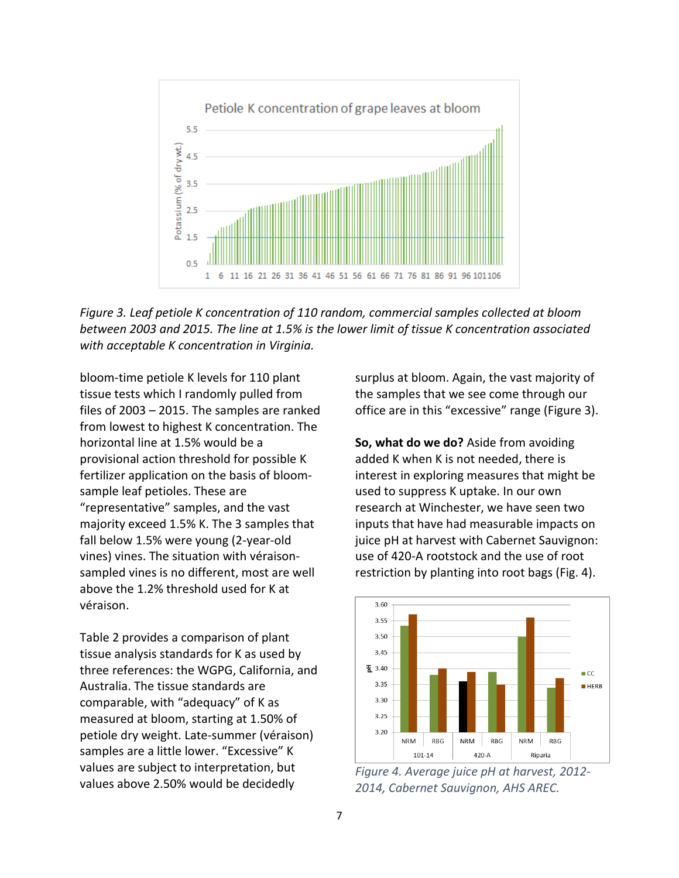*Figure 3. Leaf petiole K concentration of 110 random, commercial samples collected at bloom between 2003 and 2015. The line at 1.5% is the lower limit of tissue K concentration associated with acceptable K concentration in Virginia.*

bloom-time petiole K levels for 110 plant tissue tests which I randomly pulled from files of 2003 – 2015. The samples are ranked from lowest to highest K concentration. The horizontal line at 1.5% would be a provisional action threshold for possible K fertilizer application on the basis of bloom-sample leaf petioles. These are "representative" samples, and the vast majority exceed 1.5% K. The 3 samples that fall below 1.5% were young (2-year-old vines) vines. The situation with véraison-sampled vines is no different, most are well above the 1.2% threshold used for K at véraison.

Table 2 provides a comparison of plant tissue analysis standards for K as used by three references: the WGPG, California, and Australia. The tissue standards are comparable, with "adequacy" of K as measured at bloom, starting at 1.50% of petiole dry weight. Late-summer (véraison) samples are a little lower. "Excessive" K values are subject to interpretation, but values above 2.50% would be decidedly surplus at bloom. Again, the vast majority of the samples that we see come through our office are in this "excessive" range (Figure 3).

**So, what do we do?** Aside from avoiding added K when K is not needed, there is interest in exploring measures that might be used to suppress K uptake. In our own research at Winchester, we have seen two inputs that have had measurable impacts on juice pH at harvest with Cabernet Sauvignon: use of 420-A rootstock and the use of root restriction by planting into root bags (Fig. 4).

*Figure 4. Average juice pH at harvest, 2012-2014, Cabernet Sauvignon, AHS AREC.*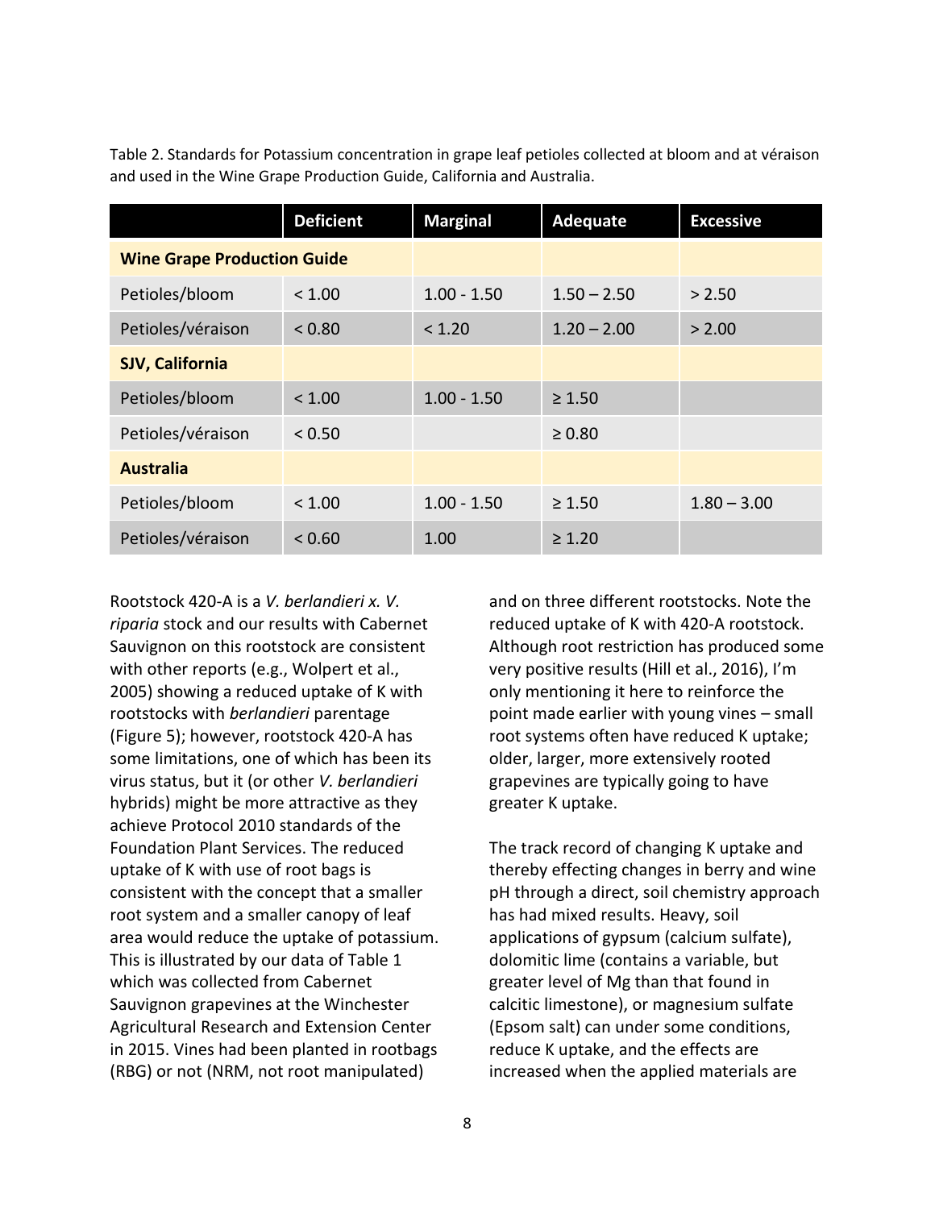Table 2. Standards for Potassium concentration in grape leaf petioles collected at bloom and at véraison and used in the Wine Grape Production Guide, California and Australia.

| | Deficient | Marginal | Adequate | Excessive |
|---|---|---|---|---|
| **Wine Grape Production Guide** | | | | |
| Petioles/bloom | < 1.00 | 1.00 - 1.50 | 1.50 – 2.50 | > 2.50 |
| Petioles/véraison | < 0.80 | < 1.20 | 1.20 – 2.00 | > 2.00 |
| **SJV, California** | | | | |
| Petioles/bloom | < 1.00 | 1.00 - 1.50 | ≥ 1.50 | |
| Petioles/véraison | < 0.50 | | ≥ 0.80 | |
| **Australia** | | | | |
| Petioles/bloom | < 1.00 | 1.00 - 1.50 | ≥ 1.50 | 1.80 – 3.00 |
| Petioles/véraison | < 0.60 | 1.00 | ≥ 1.20 | |

Rootstock 420-A is a *V. berlandieri x. V. riparia* stock and our results with Cabernet Sauvignon on this rootstock are consistent with other reports (e.g., Wolpert et al., 2005) showing a reduced uptake of K with rootstocks with *berlandieri* parentage (Figure 5); however, rootstock 420-A has some limitations, one of which has been its virus status, but it (or other *V. berlandieri* hybrids) might be more attractive as they achieve Protocol 2010 standards of the Foundation Plant Services. The reduced uptake of K with use of root bags is consistent with the concept that a smaller root system and a smaller canopy of leaf area would reduce the uptake of potassium. This is illustrated by our data of Table 1 which was collected from Cabernet Sauvignon grapevines at the Winchester Agricultural Research and Extension Center in 2015. Vines had been planted in rootbags (RBG) or not (NRM, not root manipulated) and on three different rootstocks. Note the reduced uptake of K with 420-A rootstock. Although root restriction has produced some very positive results (Hill et al., 2016), I'm only mentioning it here to reinforce the point made earlier with young vines – small root systems often have reduced K uptake; older, larger, more extensively rooted grapevines are typically going to have greater K uptake.

The track record of changing K uptake and thereby effecting changes in berry and wine pH through a direct, soil chemistry approach has had mixed results. Heavy, soil applications of gypsum (calcium sulfate), dolomitic lime (contains a variable, but greater level of Mg than that found in calcitic limestone), or magnesium sulfate (Epsom salt) can under some conditions, reduce K uptake, and the effects are increased when the applied materials are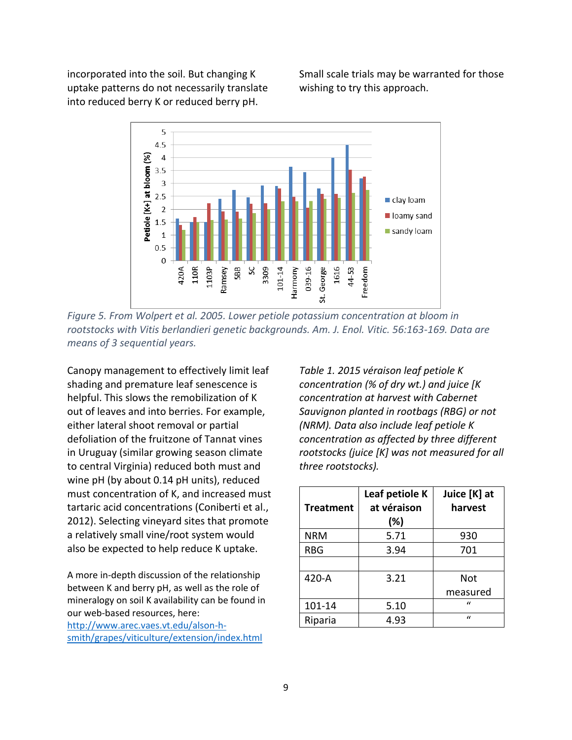incorporated into the soil. But changing K uptake patterns do not necessarily translate into reduced berry K or reduced berry pH. Small scale trials may be warranted for those wishing to try this approach.

*Figure 5. From Wolpert et al. 2005. Lower petiole potassium concentration at bloom in rootstocks with Vitis berlandieri genetic backgrounds. Am. J. Enol. Vitic. 56:163-169. Data are means of 3 sequential years.*

Canopy management to effectively limit leaf shading and premature leaf senescence is helpful. This slows the remobilization of K out of leaves and into berries. For example, either lateral shoot removal or partial defoliation of the fruitzone of Tannat vines in Uruguay (similar growing season climate to central Virginia) reduced both must and wine pH (by about 0.14 pH units), reduced must concentration of K, and increased must tartaric acid concentrations (Coniberti et al., 2012). Selecting vineyard sites that promote a relatively small vine/root system would also be expected to help reduce K uptake.

A more in-depth discussion of the relationship between K and berry pH, as well as the role of mineralogy on soil K availability can be found in our web-based resources, here: [http://www.arec.vaes.vt.edu/alson-h-smith/grapes/viticulture/extension/index.html](http://www.arec.vaes.vt.edu/alson-h-smith/grapes/viticulture/extension/index.html)

*Table 1. 2015 véraison leaf petiole K concentration (% of dry wt.) and juice [K concentration at harvest with Cabernet Sauvignon planted in rootbags (RBG) or not (NRM). Data also include leaf petiole K concentration as affected by three different rootstocks (juice [K] was not measured for all three rootstocks).*

| Treatment | Leaf petiole K at véraison (%) | Juice [K] at harvest |
|---|---|---|
| NRM | 5.71 | 930 |
| RBG | 3.94 | 701 |
| | | |
| 420-A | 3.21 | Not measured |
| 101-14 | 5.10 | " |
| Riparia | 4.93 | " |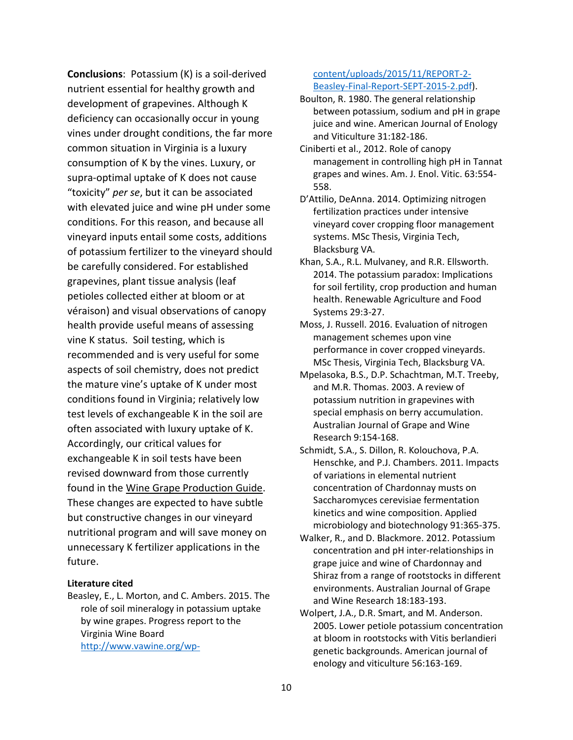**Conclusions**: Potassium (K) is a soil-derived nutrient essential for healthy growth and development of grapevines. Although K deficiency can occasionally occur in young vines under drought conditions, the far more common situation in Virginia is a luxury consumption of K by the vines. Luxury, or supra-optimal uptake of K does not cause "toxicity" *per se*, but it can be associated with elevated juice and wine pH under some conditions. For this reason, and because all vineyard inputs entail some costs, additions of potassium fertilizer to the vineyard should be carefully considered. For established grapevines, plant tissue analysis (leaf petioles collected either at bloom or at véraison) and visual observations of canopy health provide useful means of assessing vine K status. Soil testing, which is recommended and is very useful for some aspects of soil chemistry, does not predict the mature vine's uptake of K under most conditions found in Virginia; relatively low test levels of exchangeable K in the soil are often associated with luxury uptake of K. Accordingly, our critical values for exchangeable K in soil tests have been revised downward from those currently found in the Wine Grape Production Guide. These changes are expected to have subtle but constructive changes in our vineyard nutritional program and will save money on unnecessary K fertilizer applications in the future.

**Literature cited**

Beasley, E., L. Morton, and C. Ambers. 2015. The role of soil mineralogy in potassium uptake by wine grapes. Progress report to the Virginia Wine Board http://www.vawine.org/wp-content/uploads/2015/11/REPORT-2-Beasley-Final-Report-SEPT-2015-2.pdf).

Boulton, R. 1980. The general relationship between potassium, sodium and pH in grape juice and wine. American Journal of Enology and Viticulture 31:182-186.

Ciniberti et al., 2012. Role of canopy management in controlling high pH in Tannat grapes and wines. Am. J. Enol. Vitic. 63:554-558.

D'Attilio, DeAnna. 2014. Optimizing nitrogen fertilization practices under intensive vineyard cover cropping floor management systems. MSc Thesis, Virginia Tech, Blacksburg VA.

Khan, S.A., R.L. Mulvaney, and R.R. Ellsworth. 2014. The potassium paradox: Implications for soil fertility, crop production and human health. Renewable Agriculture and Food Systems 29:3-27.

Moss, J. Russell. 2016. Evaluation of nitrogen management schemes upon vine performance in cover cropped vineyards. MSc Thesis, Virginia Tech, Blacksburg VA.

Mpelasoka, B.S., D.P. Schachtman, M.T. Treeby, and M.R. Thomas. 2003. A review of potassium nutrition in grapevines with special emphasis on berry accumulation. Australian Journal of Grape and Wine Research 9:154-168.

Schmidt, S.A., S. Dillon, R. Kolouchova, P.A. Henschke, and P.J. Chambers. 2011. Impacts of variations in elemental nutrient concentration of Chardonnay musts on Saccharomyces cerevisiae fermentation kinetics and wine composition. Applied microbiology and biotechnology 91:365-375.

Walker, R., and D. Blackmore. 2012. Potassium concentration and pH inter-relationships in grape juice and wine of Chardonnay and Shiraz from a range of rootstocks in different environments. Australian Journal of Grape and Wine Research 18:183-193.

Wolpert, J.A., D.R. Smart, and M. Anderson. 2005. Lower petiole potassium concentration at bloom in rootstocks with Vitis berlandieri genetic backgrounds. American journal of enology and viticulture 56:163-169.